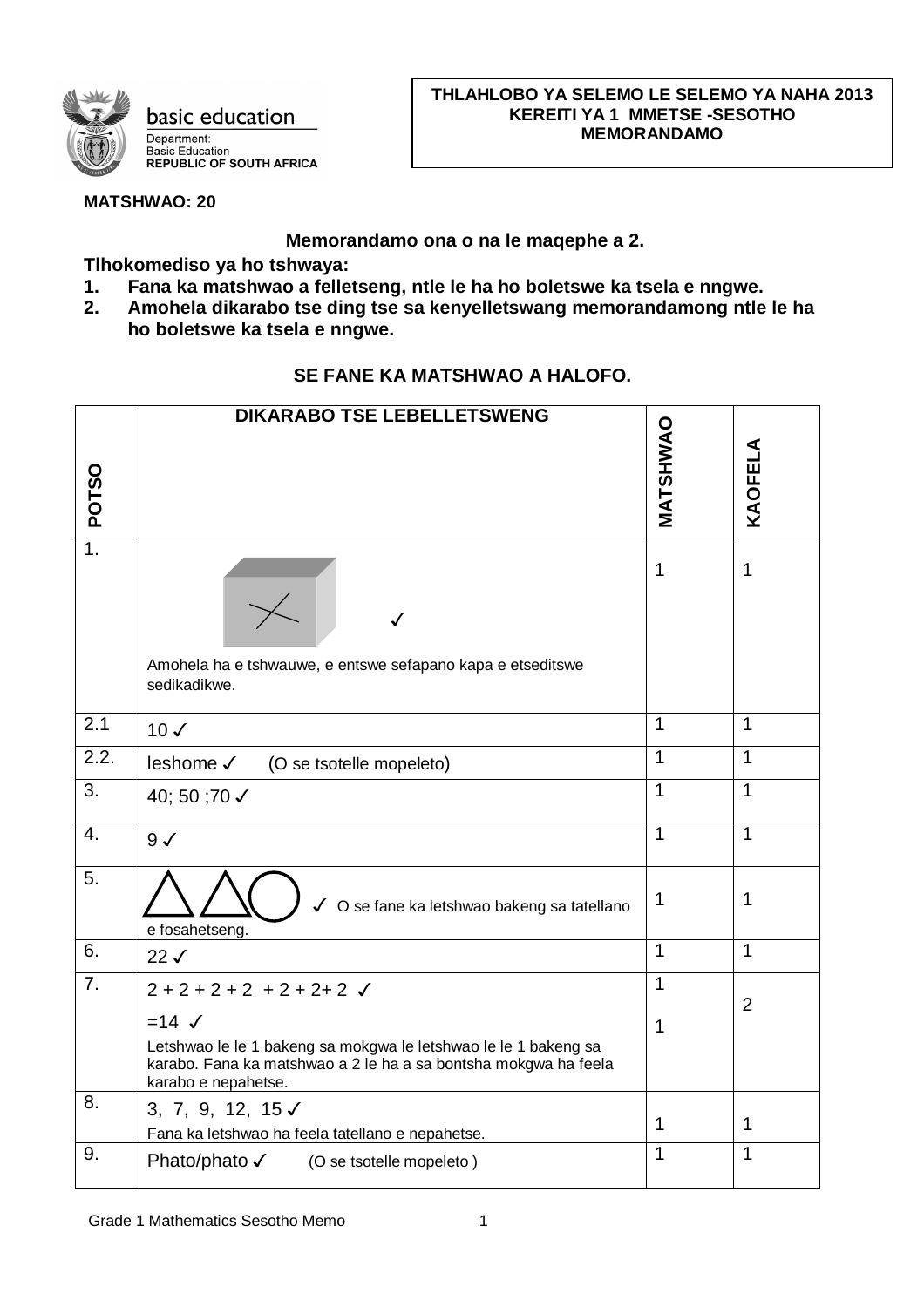**THLAHLOBO YA SELEMO LE SELEMO YA NAHA 2013**
**KEREITI YA 1 MMETSE -SESOTHO**
**MEMORANDAMO**

basic education
Department:
Basic Education
REPUBLIC OF SOUTH AFRICA

**MATSHWAO: 20**

**Memorandamo ona o na le maqephe a 2.**

**Tlhokomediso ya ho tshwaya:**

1. **Fana ka matshwao a felletseng, ntle le ha ho boletswe ka tsela e nngwe.**
2. **Amohela dikarabo tse ding tse sa kenyelletswang memorandamong ntle le ha ho boletswe ka tsela e nngwe.**

**SE FANE KA MATSHWAO A HALOFO.**

| POTSO | DIKARABO TSE LEBELLETSWENG | MATSHWAO | KAOFELA |
|---|---|---|---|
| 1. | ✓ Amohela ha e tshwauwe, e entswe sefapano kapa e etseditswe sedikadikwe. | 1 | 1 |
| 2.1 | 10 ✓ | 1 | 1 |
| 2.2. | leshome ✓ (O se tsotelle mopeleto) | 1 | 1 |
| 3. | 40; 50 ;70 ✓ | 1 | 1 |
| 4. | 9 ✓ | 1 | 1 |
| 5. | △ △ ○ ✓ O se fane ka letshwao bakeng sa tatellano e fosahetseng. | 1 | 1 |
| 6. | 22 ✓ | 1 | 1 |
| 7. | 2 + 2 + 2 + 2 + 2 + 2+ 2 ✓<br>=14 ✓<br>Letshwao le le 1 bakeng sa mokgwa le letshwao le le 1 bakeng sa karabo. Fana ka matshwao a 2 le ha a sa bontsha mokgwa ha feela karabo e nepahetse. | 1<br>1 | 2 |
| 8. | 3, 7, 9, 12, 15 ✓<br>Fana ka letshwao ha feela tatellano e nepahetse. | 1 | 1 |
| 9. | Phato/phato ✓ (O se tsotelle mopeleto ) | 1 | 1 |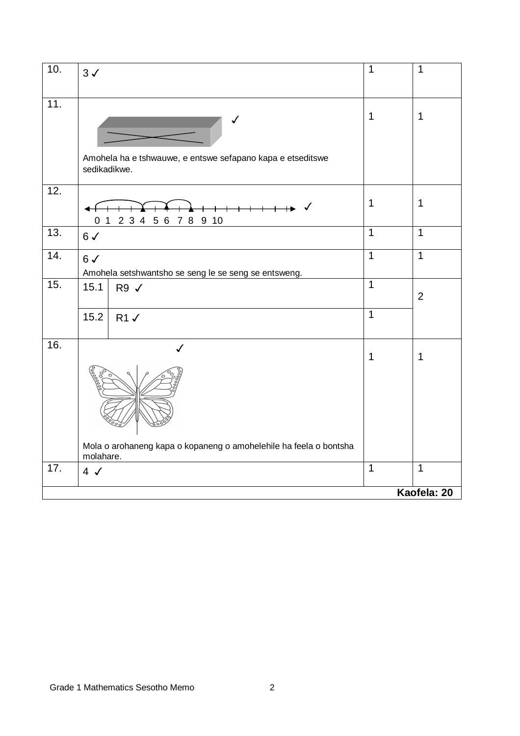| | | | |
|---|---|---|---|
| 10. | 3 ✓ | 1 | 1 |
| 11. | ✓<br>Amohela ha e tshwauwe, e entswe sefapano kapa e etseditswe sedikadikwe. | 1 | 1 |
| 12. | 0 1 2 3 4 5 6 7 8 9 10 ✓ | 1 | 1 |
| 13. | 6 ✓ | 1 | 1 |
| 14. | 6 ✓<br>Amohela setshwantsho se seng le se seng se entsweng. | 1 | 1 |
| 15. | 15.1 R9 ✓ | 1 | 2 |
| | 15.2 R1 ✓ | 1 | |
| 16. | ✓<br>Mola o arohaneng kapa o kopaneng o amohelehile ha feela o bontsha molahare. | 1 | 1 |
| 17. | 4 ✓ | 1 | 1 |
| | | | **Kaofela: 20** |